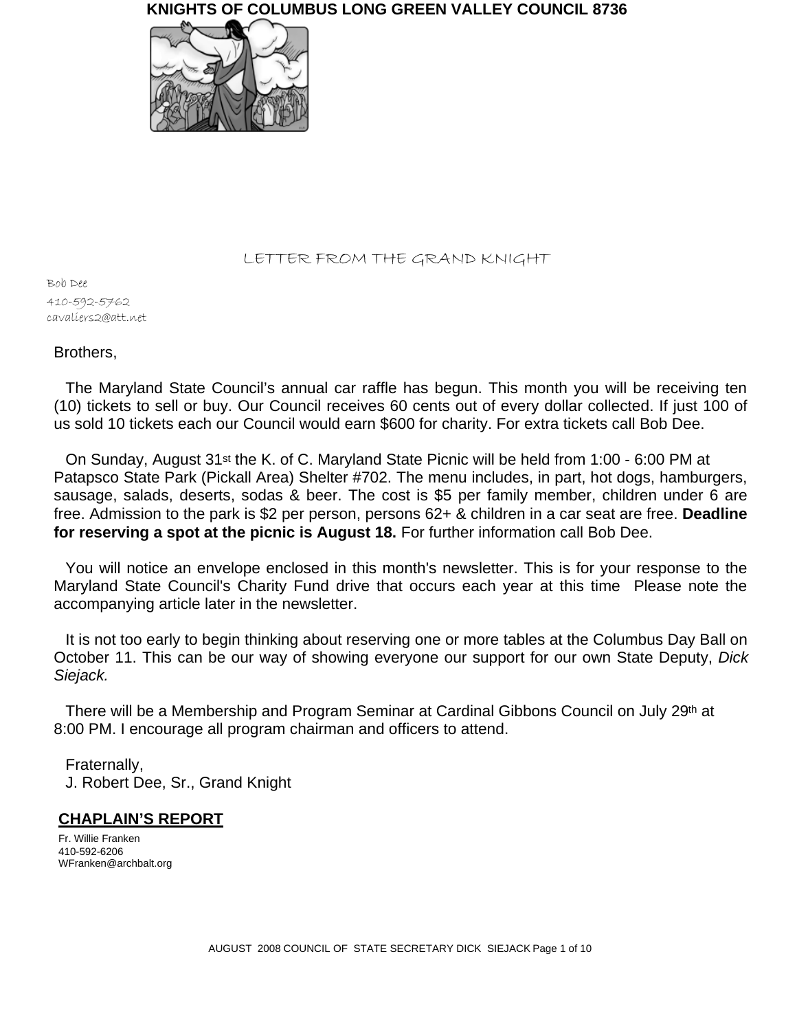# KNIGHTS OF COLUMBUS LONG GREEN VALLEY COUNCIL 8736

## LETTER FROM THE GRAND KNIGHT

Bob Dee
410-592-5762
cavaliers2@att.net

Brothers,

The Maryland State Council's annual car raffle has begun. This month you will be receiving ten (10) tickets to sell or buy. Our Council receives 60 cents out of every dollar collected. If just 100 of us sold 10 tickets each our Council would earn $600 for charity. For extra tickets call Bob Dee.

On Sunday, August 31st the K. of C. Maryland State Picnic will be held from 1:00 - 6:00 PM at Patapsco State Park (Pickall Area) Shelter #702. The menu includes, in part, hot dogs, hamburgers, sausage, salads, deserts, sodas & beer. The cost is $5 per family member, children under 6 are free. Admission to the park is $2 per person, persons 62+ & children in a car seat are free. **Deadline for reserving a spot at the picnic is August 18.** For further information call Bob Dee.

You will notice an envelope enclosed in this month's newsletter. This is for your response to the Maryland State Council's Charity Fund drive that occurs each year at this time Please note the accompanying article later in the newsletter.

It is not too early to begin thinking about reserving one or more tables at the Columbus Day Ball on October 11. This can be our way of showing everyone our support for our own State Deputy, *Dick Siejack.*

There will be a Membership and Program Seminar at Cardinal Gibbons Council on July 29th at 8:00 PM. I encourage all program chairman and officers to attend.

Fraternally,
J. Robert Dee, Sr., Grand Knight

## CHAPLAIN'S REPORT

Fr. Willie Franken
410-592-6206
WFranken@archbalt.org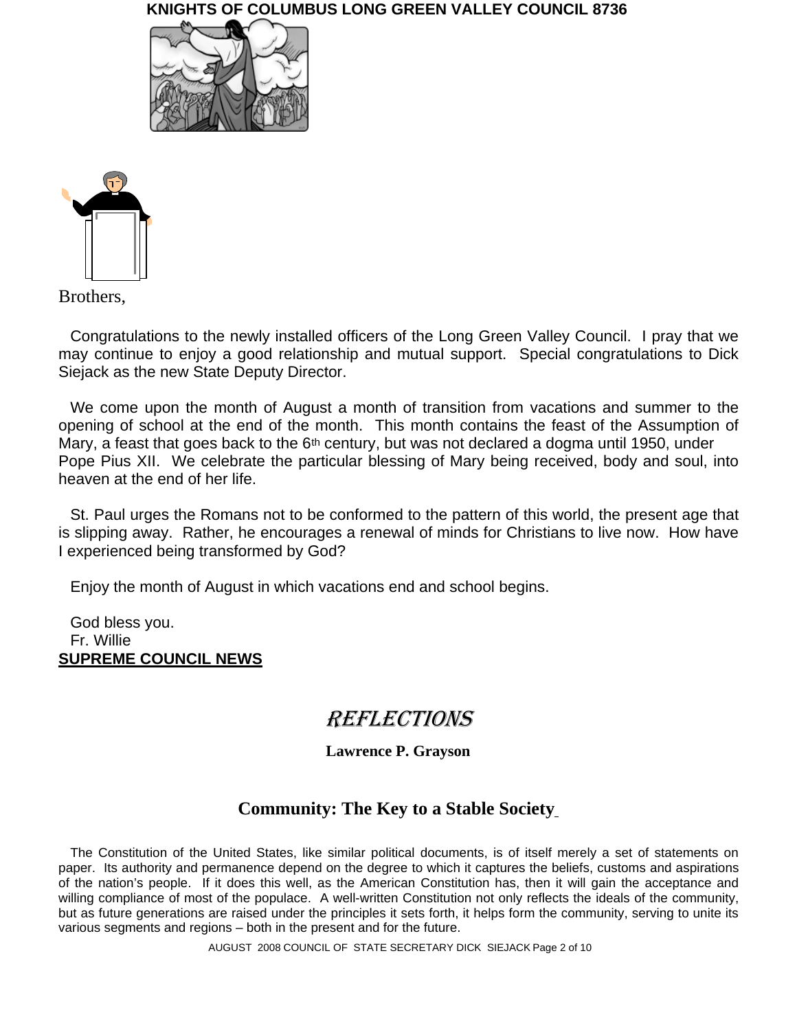Brothers,

Congratulations to the newly installed officers of the Long Green Valley Council. I pray that we may continue to enjoy a good relationship and mutual support. Special congratulations to Dick Siejack as the new State Deputy Director.

We come upon the month of August a month of transition from vacations and summer to the opening of school at the end of the month. This month contains the feast of the Assumption of Mary, a feast that goes back to the 6th century, but was not declared a dogma until 1950, under Pope Pius XII. We celebrate the particular blessing of Mary being received, body and soul, into heaven at the end of her life.

St. Paul urges the Romans not to be conformed to the pattern of this world, the present age that is slipping away. Rather, he encourages a renewal of minds for Christians to live now. How have I experienced being transformed by God?

Enjoy the month of August in which vacations end and school begins.

God bless you.
Fr. Willie

**SUPREME COUNCIL NEWS**

# REFLECTIONS

**Lawrence P. Grayson**

## Community: The Key to a Stable Society

The Constitution of the United States, like similar political documents, is of itself merely a set of statements on paper. Its authority and permanence depend on the degree to which it captures the beliefs, customs and aspirations of the nation's people. If it does this well, as the American Constitution has, then it will gain the acceptance and willing compliance of most of the populace. A well-written Constitution not only reflects the ideals of the community, but as future generations are raised under the principles it sets forth, it helps form the community, serving to unite its various segments and regions – both in the present and for the future.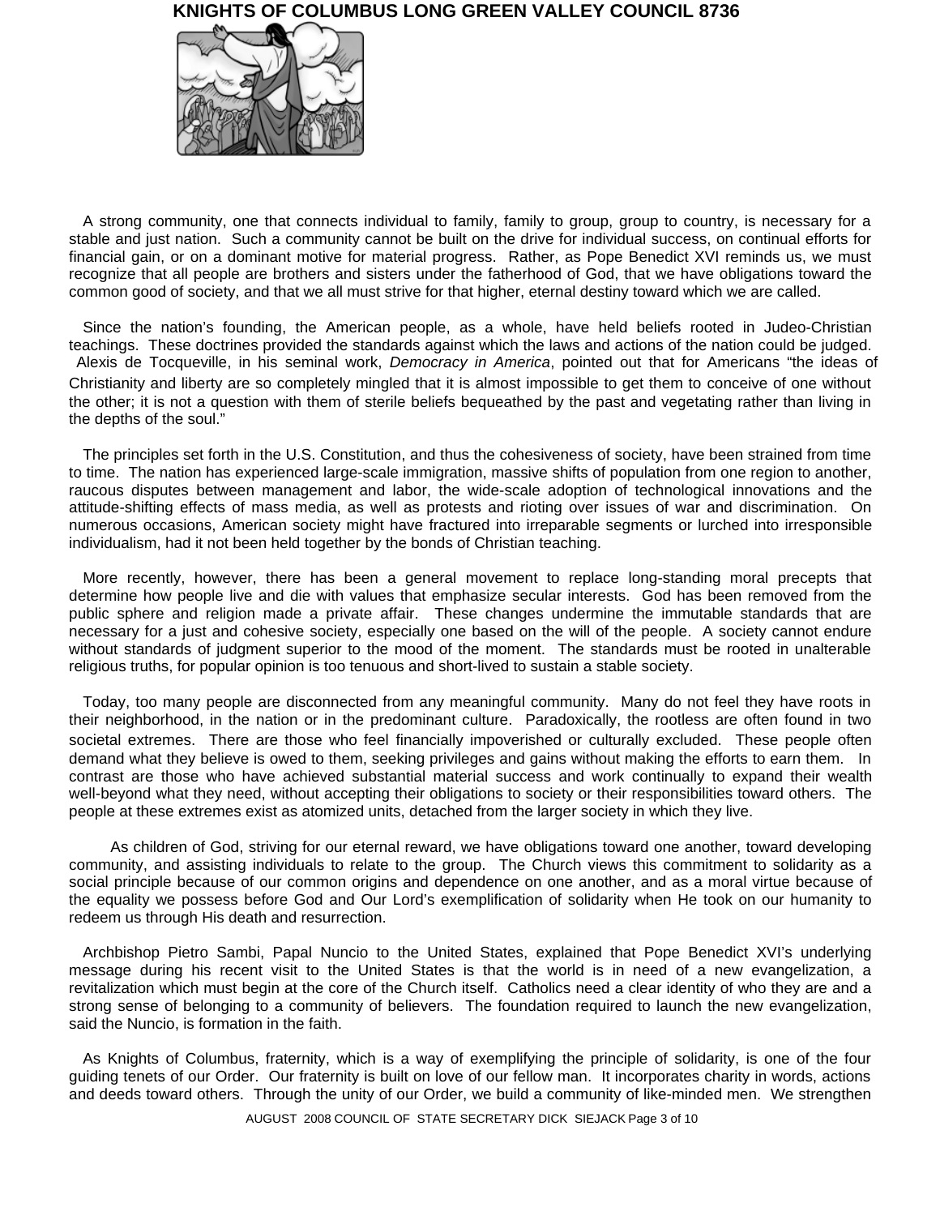A strong community, one that connects individual to family, family to group, group to country, is necessary for a stable and just nation. Such a community cannot be built on the drive for individual success, on continual efforts for financial gain, or on a dominant motive for material progress. Rather, as Pope Benedict XVI reminds us, we must recognize that all people are brothers and sisters under the fatherhood of God, that we have obligations toward the common good of society, and that we all must strive for that higher, eternal destiny toward which we are called.

Since the nation's founding, the American people, as a whole, have held beliefs rooted in Judeo-Christian teachings. These doctrines provided the standards against which the laws and actions of the nation could be judged. Alexis de Tocqueville, in his seminal work, *Democracy in America*, pointed out that for Americans "the ideas of Christianity and liberty are so completely mingled that it is almost impossible to get them to conceive of one without the other; it is not a question with them of sterile beliefs bequeathed by the past and vegetating rather than living in the depths of the soul."

The principles set forth in the U.S. Constitution, and thus the cohesiveness of society, have been strained from time to time. The nation has experienced large-scale immigration, massive shifts of population from one region to another, raucous disputes between management and labor, the wide-scale adoption of technological innovations and the attitude-shifting effects of mass media, as well as protests and rioting over issues of war and discrimination. On numerous occasions, American society might have fractured into irreparable segments or lurched into irresponsible individualism, had it not been held together by the bonds of Christian teaching.

More recently, however, there has been a general movement to replace long-standing moral precepts that determine how people live and die with values that emphasize secular interests. God has been removed from the public sphere and religion made a private affair. These changes undermine the immutable standards that are necessary for a just and cohesive society, especially one based on the will of the people. A society cannot endure without standards of judgment superior to the mood of the moment. The standards must be rooted in unalterable religious truths, for popular opinion is too tenuous and short-lived to sustain a stable society.

Today, too many people are disconnected from any meaningful community. Many do not feel they have roots in their neighborhood, in the nation or in the predominant culture. Paradoxically, the rootless are often found in two societal extremes. There are those who feel financially impoverished or culturally excluded. These people often demand what they believe is owed to them, seeking privileges and gains without making the efforts to earn them. In contrast are those who have achieved substantial material success and work continually to expand their wealth well-beyond what they need, without accepting their obligations to society or their responsibilities toward others. The people at these extremes exist as atomized units, detached from the larger society in which they live.

As children of God, striving for our eternal reward, we have obligations toward one another, toward developing community, and assisting individuals to relate to the group. The Church views this commitment to solidarity as a social principle because of our common origins and dependence on one another, and as a moral virtue because of the equality we possess before God and Our Lord's exemplification of solidarity when He took on our humanity to redeem us through His death and resurrection.

Archbishop Pietro Sambi, Papal Nuncio to the United States, explained that Pope Benedict XVI's underlying message during his recent visit to the United States is that the world is in need of a new evangelization, a revitalization which must begin at the core of the Church itself. Catholics need a clear identity of who they are and a strong sense of belonging to a community of believers. The foundation required to launch the new evangelization, said the Nuncio, is formation in the faith.

As Knights of Columbus, fraternity, which is a way of exemplifying the principle of solidarity, is one of the four guiding tenets of our Order. Our fraternity is built on love of our fellow man. It incorporates charity in words, actions and deeds toward others. Through the unity of our Order, we build a community of like-minded men. We strengthen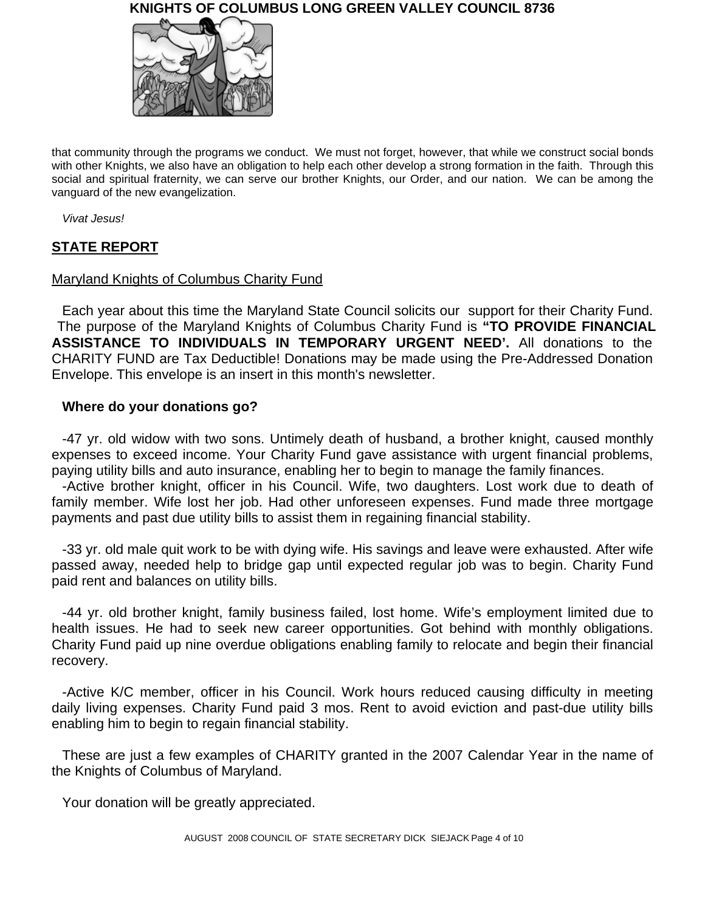that community through the programs we conduct. We must not forget, however, that while we construct social bonds with other Knights, we also have an obligation to help each other develop a strong formation in the faith. Through this social and spiritual fraternity, we can serve our brother Knights, our Order, and our nation. We can be among the vanguard of the new evangelization.

*Vivat Jesus!*

## STATE REPORT

Maryland Knights of Columbus Charity Fund

Each year about this time the Maryland State Council solicits our support for their Charity Fund. The purpose of the Maryland Knights of Columbus Charity Fund is **"TO PROVIDE FINANCIAL ASSISTANCE TO INDIVIDUALS IN TEMPORARY URGENT NEED'.** All donations to the CHARITY FUND are Tax Deductible! Donations may be made using the Pre-Addressed Donation Envelope. This envelope is an insert in this month's newsletter.

**Where do your donations go?**

-47 yr. old widow with two sons. Untimely death of husband, a brother knight, caused monthly expenses to exceed income. Your Charity Fund gave assistance with urgent financial problems, paying utility bills and auto insurance, enabling her to begin to manage the family finances.

-Active brother knight, officer in his Council. Wife, two daughters. Lost work due to death of family member. Wife lost her job. Had other unforeseen expenses. Fund made three mortgage payments and past due utility bills to assist them in regaining financial stability.

-33 yr. old male quit work to be with dying wife. His savings and leave were exhausted. After wife passed away, needed help to bridge gap until expected regular job was to begin. Charity Fund paid rent and balances on utility bills.

-44 yr. old brother knight, family business failed, lost home. Wife's employment limited due to health issues. He had to seek new career opportunities. Got behind with monthly obligations. Charity Fund paid up nine overdue obligations enabling family to relocate and begin their financial recovery.

-Active K/C member, officer in his Council. Work hours reduced causing difficulty in meeting daily living expenses. Charity Fund paid 3 mos. Rent to avoid eviction and past-due utility bills enabling him to begin to regain financial stability.

These are just a few examples of CHARITY granted in the 2007 Calendar Year in the name of the Knights of Columbus of Maryland.

Your donation will be greatly appreciated.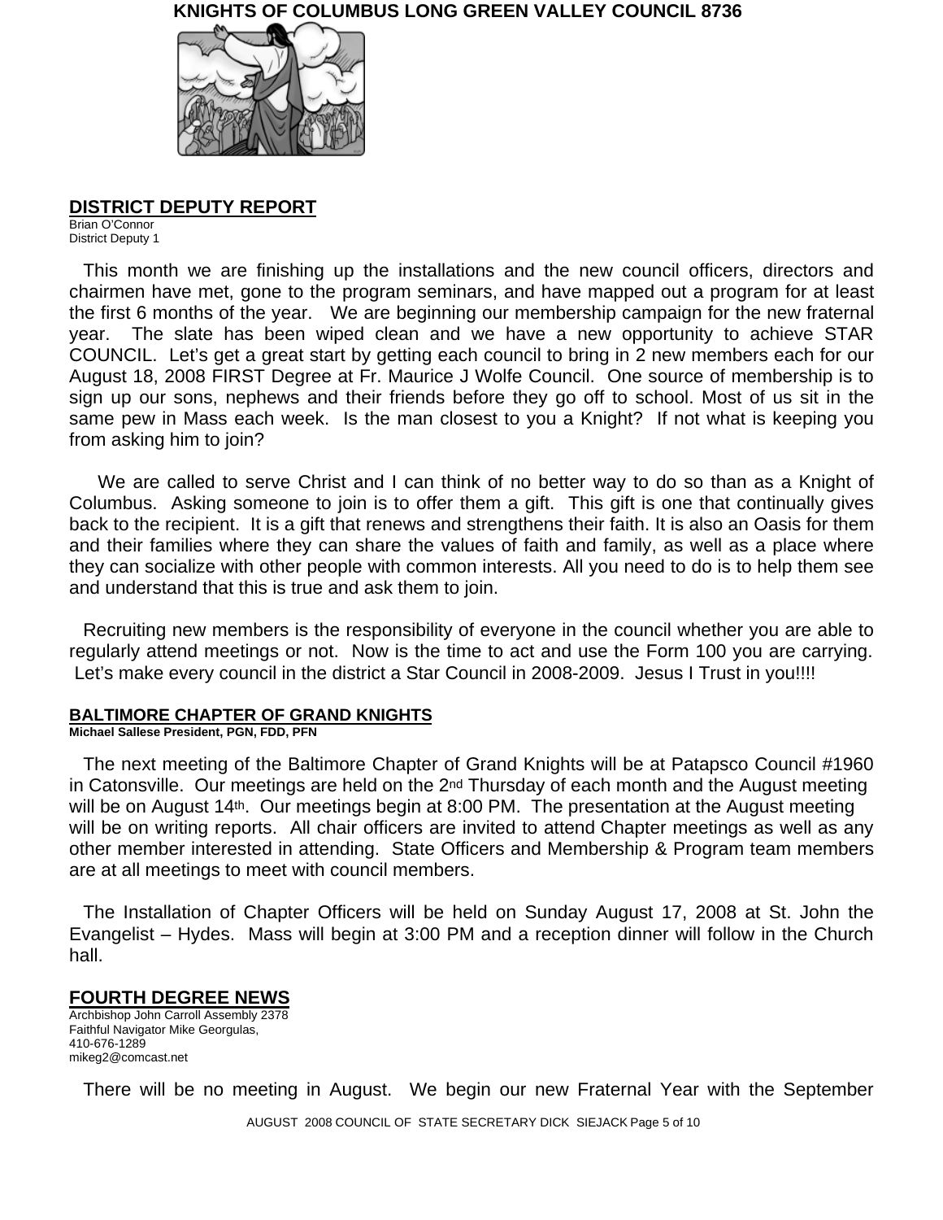# KNIGHTS OF COLUMBUS LONG GREEN VALLEY COUNCIL 8736

## DISTRICT DEPUTY REPORT

Brian O'Connor
District Deputy 1

This month we are finishing up the installations and the new council officers, directors and chairmen have met, gone to the program seminars, and have mapped out a program for at least the first 6 months of the year. We are beginning our membership campaign for the new fraternal year. The slate has been wiped clean and we have a new opportunity to achieve STAR COUNCIL. Let's get a great start by getting each council to bring in 2 new members each for our August 18, 2008 FIRST Degree at Fr. Maurice J Wolfe Council. One source of membership is to sign up our sons, nephews and their friends before they go off to school. Most of us sit in the same pew in Mass each week. Is the man closest to you a Knight? If not what is keeping you from asking him to join?

We are called to serve Christ and I can think of no better way to do so than as a Knight of Columbus. Asking someone to join is to offer them a gift. This gift is one that continually gives back to the recipient. It is a gift that renews and strengthens their faith. It is also an Oasis for them and their families where they can share the values of faith and family, as well as a place where they can socialize with other people with common interests. All you need to do is to help them see and understand that this is true and ask them to join.

Recruiting new members is the responsibility of everyone in the council whether you are able to regularly attend meetings or not. Now is the time to act and use the Form 100 you are carrying. Let's make every council in the district a Star Council in 2008-2009. Jesus I Trust in you!!!!

## BALTIMORE CHAPTER OF GRAND KNIGHTS

**Michael Sallese President, PGN, FDD, PFN**

The next meeting of the Baltimore Chapter of Grand Knights will be at Patapsco Council #1960 in Catonsville. Our meetings are held on the 2nd Thursday of each month and the August meeting will be on August 14th. Our meetings begin at 8:00 PM. The presentation at the August meeting will be on writing reports. All chair officers are invited to attend Chapter meetings as well as any other member interested in attending. State Officers and Membership & Program team members are at all meetings to meet with council members.

The Installation of Chapter Officers will be held on Sunday August 17, 2008 at St. John the Evangelist – Hydes. Mass will begin at 3:00 PM and a reception dinner will follow in the Church hall.

## FOURTH DEGREE NEWS

Archbishop John Carroll Assembly 2378
Faithful Navigator Mike Georgulas,
410-676-1289
mikeg2@comcast.net

There will be no meeting in August. We begin our new Fraternal Year with the September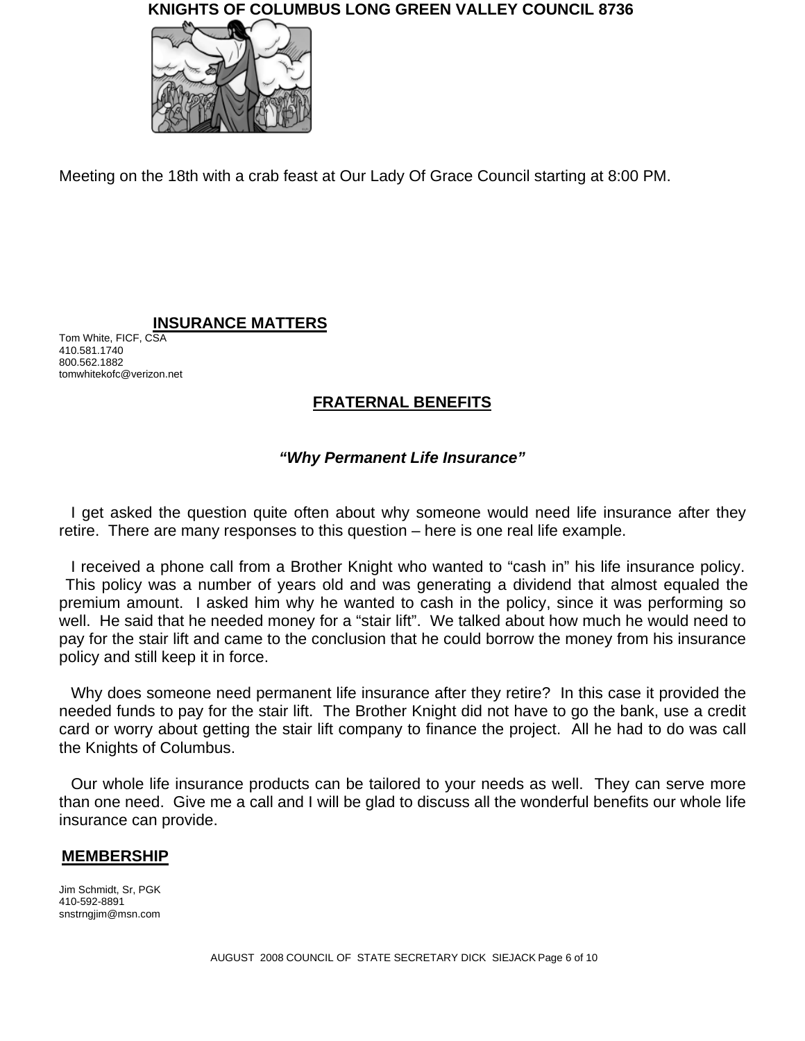**KNIGHTS OF COLUMBUS LONG GREEN VALLEY COUNCIL 8736**

Meeting on the 18th with a crab feast at Our Lady Of Grace Council starting at 8:00 PM.

## INSURANCE MATTERS

Tom White, FICF, CSA
410.581.1740
800.562.1882
tomwhitekofc@verizon.net

## FRATERNAL BENEFITS

***"Why Permanent Life Insurance"***

I get asked the question quite often about why someone would need life insurance after they retire. There are many responses to this question – here is one real life example.

I received a phone call from a Brother Knight who wanted to "cash in" his life insurance policy. This policy was a number of years old and was generating a dividend that almost equaled the premium amount. I asked him why he wanted to cash in the policy, since it was performing so well. He said that he needed money for a "stair lift". We talked about how much he would need to pay for the stair lift and came to the conclusion that he could borrow the money from his insurance policy and still keep it in force.

Why does someone need permanent life insurance after they retire? In this case it provided the needed funds to pay for the stair lift. The Brother Knight did not have to go the bank, use a credit card or worry about getting the stair lift company to finance the project. All he had to do was call the Knights of Columbus.

Our whole life insurance products can be tailored to your needs as well. They can serve more than one need. Give me a call and I will be glad to discuss all the wonderful benefits our whole life insurance can provide.

## MEMBERSHIP

Jim Schmidt, Sr, PGK
410-592-8891
snstrngjim@msn.com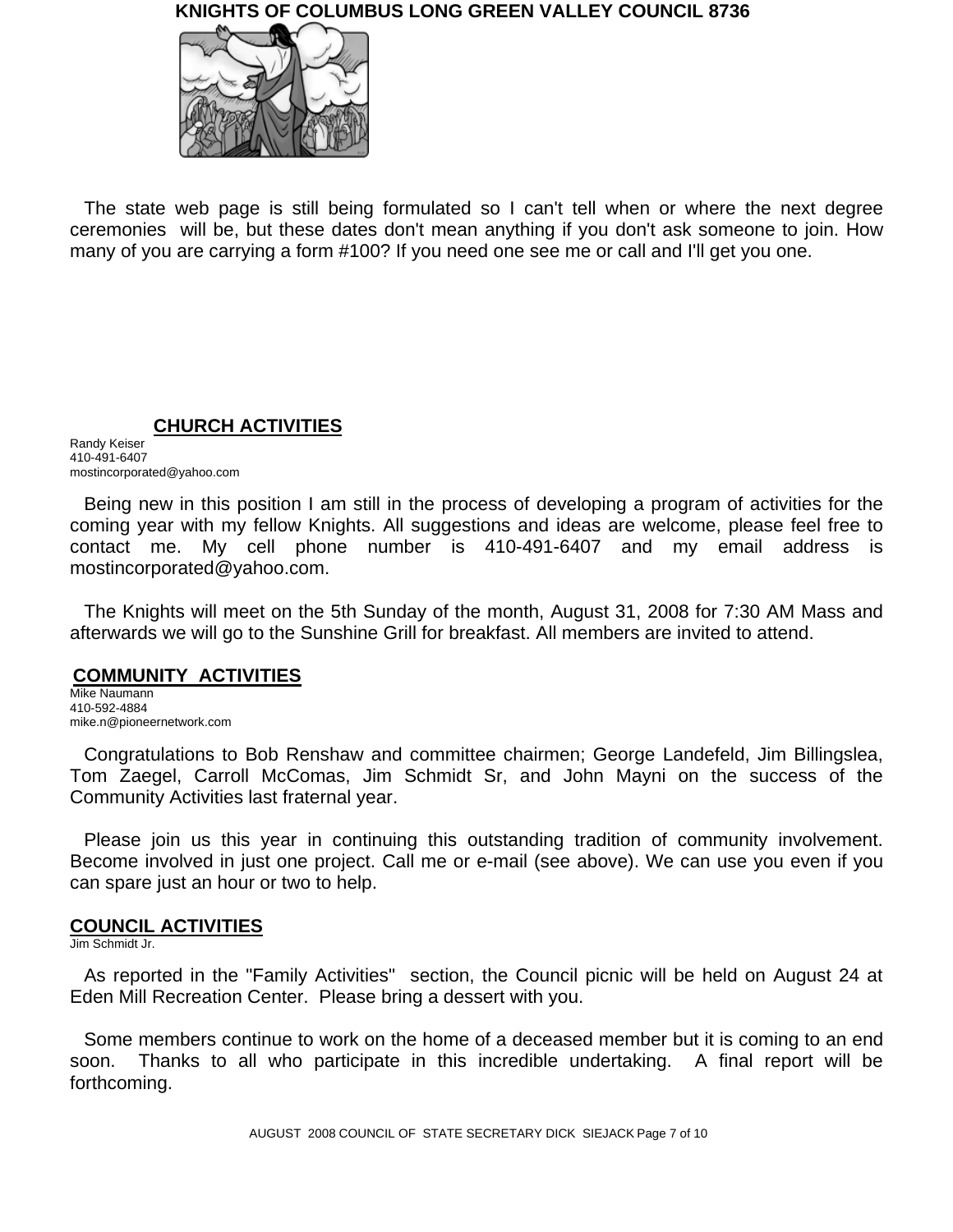The state web page is still being formulated so I can't tell when or where the next degree ceremonies will be, but these dates don't mean anything if you don't ask someone to join. How many of you are carrying a form #100? If you need one see me or call and I'll get you one.

## CHURCH ACTIVITIES

Randy Keiser
410-491-6407
mostincorporated@yahoo.com

Being new in this position I am still in the process of developing a program of activities for the coming year with my fellow Knights. All suggestions and ideas are welcome, please feel free to contact me. My cell phone number is 410-491-6407 and my email address is mostincorporated@yahoo.com.

The Knights will meet on the 5th Sunday of the month, August 31, 2008 for 7:30 AM Mass and afterwards we will go to the Sunshine Grill for breakfast. All members are invited to attend.

## COMMUNITY ACTIVITIES

Mike Naumann
410-592-4884
mike.n@pioneernetwork.com

Congratulations to Bob Renshaw and committee chairmen; George Landefeld, Jim Billingslea, Tom Zaegel, Carroll McComas, Jim Schmidt Sr, and John Mayni on the success of the Community Activities last fraternal year.

Please join us this year in continuing this outstanding tradition of community involvement. Become involved in just one project. Call me or e-mail (see above). We can use you even if you can spare just an hour or two to help.

## COUNCIL ACTIVITIES

Jim Schmidt Jr.

As reported in the "Family Activities" section, the Council picnic will be held on August 24 at Eden Mill Recreation Center. Please bring a dessert with you.

Some members continue to work on the home of a deceased member but it is coming to an end soon. Thanks to all who participate in this incredible undertaking. A final report will be forthcoming.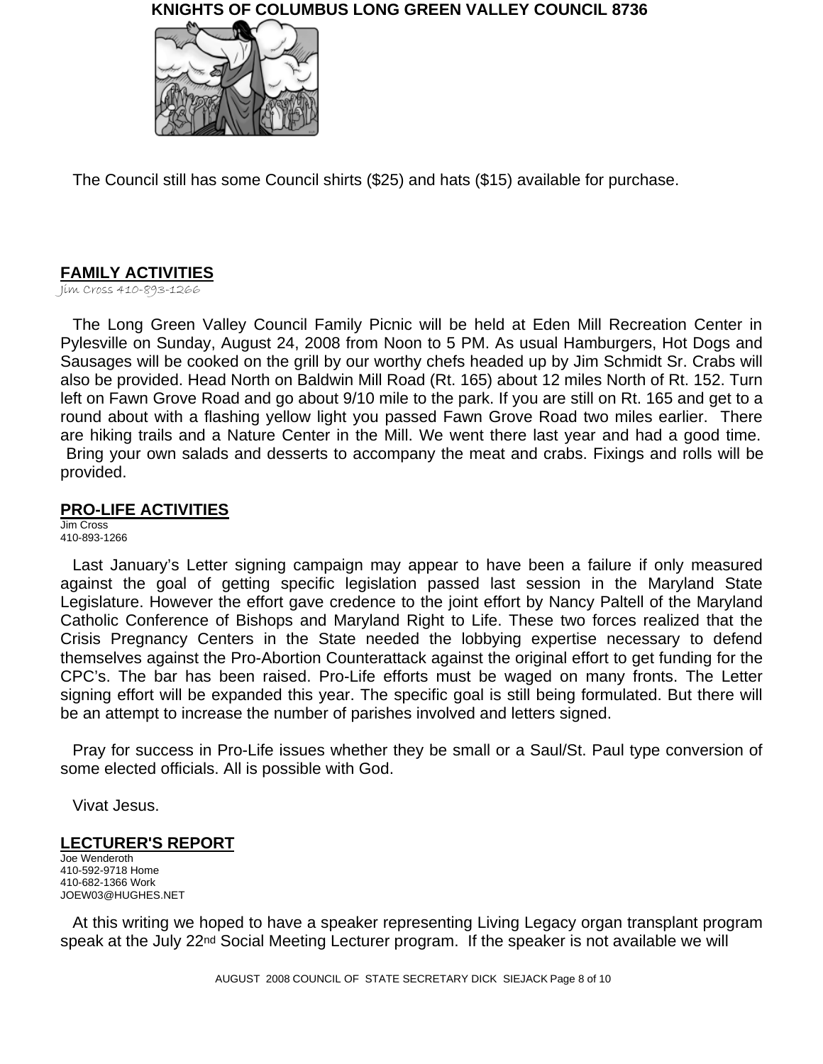The Council still has some Council shirts ($25) and hats ($15) available for purchase.

## FAMILY ACTIVITIES

Jim Cross 410-893-1266

The Long Green Valley Council Family Picnic will be held at Eden Mill Recreation Center in Pylesville on Sunday, August 24, 2008 from Noon to 5 PM. As usual Hamburgers, Hot Dogs and Sausages will be cooked on the grill by our worthy chefs headed up by Jim Schmidt Sr. Crabs will also be provided. Head North on Baldwin Mill Road (Rt. 165) about 12 miles North of Rt. 152. Turn left on Fawn Grove Road and go about 9/10 mile to the park. If you are still on Rt. 165 and get to a round about with a flashing yellow light you passed Fawn Grove Road two miles earlier. There are hiking trails and a Nature Center in the Mill. We went there last year and had a good time. Bring your own salads and desserts to accompany the meat and crabs. Fixings and rolls will be provided.

## PRO-LIFE ACTIVITIES

Jim Cross
410-893-1266

Last January's Letter signing campaign may appear to have been a failure if only measured against the goal of getting specific legislation passed last session in the Maryland State Legislature. However the effort gave credence to the joint effort by Nancy Paltell of the Maryland Catholic Conference of Bishops and Maryland Right to Life. These two forces realized that the Crisis Pregnancy Centers in the State needed the lobbying expertise necessary to defend themselves against the Pro-Abortion Counterattack against the original effort to get funding for the CPC's. The bar has been raised. Pro-Life efforts must be waged on many fronts. The Letter signing effort will be expanded this year. The specific goal is still being formulated. But there will be an attempt to increase the number of parishes involved and letters signed.

Pray for success in Pro-Life issues whether they be small or a Saul/St. Paul type conversion of some elected officials. All is possible with God.

Vivat Jesus.

## LECTURER'S REPORT

Joe Wenderoth
410-592-9718 Home
410-682-1366 Work
JOEW03@HUGHES.NET

At this writing we hoped to have a speaker representing Living Legacy organ transplant program speak at the July 22nd Social Meeting Lecturer program. If the speaker is not available we will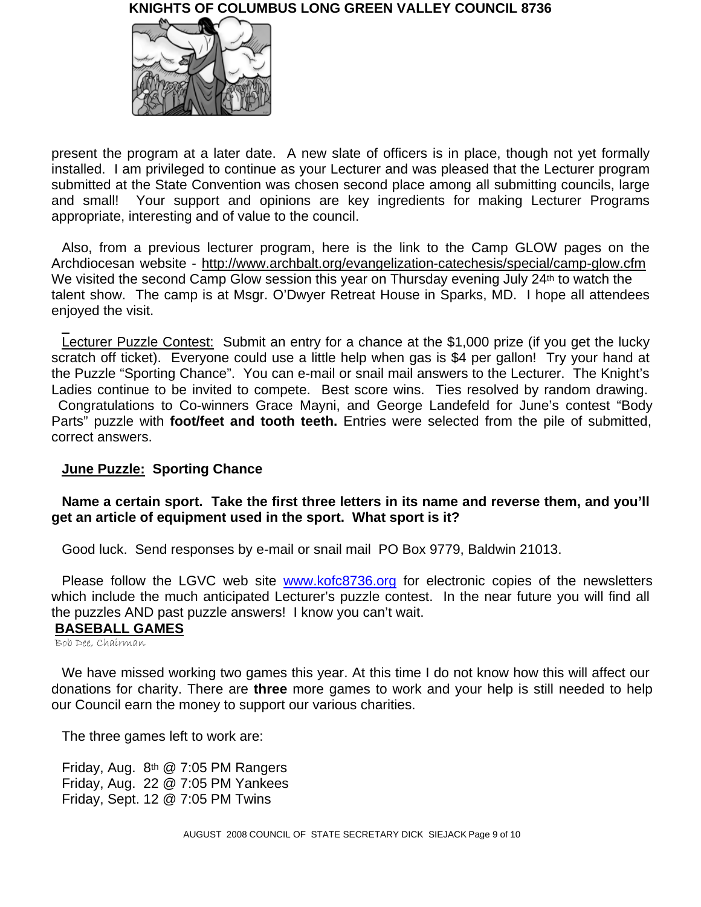present the program at a later date. A new slate of officers is in place, though not yet formally installed. I am privileged to continue as your Lecturer and was pleased that the Lecturer program submitted at the State Convention was chosen second place among all submitting councils, large and small! Your support and opinions are key ingredients for making Lecturer Programs appropriate, interesting and of value to the council.

Also, from a previous lecturer program, here is the link to the Camp GLOW pages on the Archdiocesan website - http://www.archbalt.org/evangelization-catechesis/special/camp-glow.cfm We visited the second Camp Glow session this year on Thursday evening July 24th to watch the talent show. The camp is at Msgr. O'Dwyer Retreat House in Sparks, MD. I hope all attendees enjoyed the visit.

Lecturer Puzzle Contest: Submit an entry for a chance at the $1,000 prize (if you get the lucky scratch off ticket). Everyone could use a little help when gas is $4 per gallon! Try your hand at the Puzzle "Sporting Chance". You can e-mail or snail mail answers to the Lecturer. The Knight's Ladies continue to be invited to compete. Best score wins. Ties resolved by random drawing. Congratulations to Co-winners Grace Mayni, and George Landefeld for June's contest "Body Parts" puzzle with **foot/feet and tooth teeth.** Entries were selected from the pile of submitted, correct answers.

**June Puzzle: Sporting Chance**

**Name a certain sport. Take the first three letters in its name and reverse them, and you'll get an article of equipment used in the sport. What sport is it?**

Good luck. Send responses by e-mail or snail mail PO Box 9779, Baldwin 21013.

Please follow the LGVC web site www.kofc8736.org for electronic copies of the newsletters which include the much anticipated Lecturer's puzzle contest. In the near future you will find all the puzzles AND past puzzle answers! I know you can't wait.

## BASEBALL GAMES

Bob Dee, Chairman

We have missed working two games this year. At this time I do not know how this will affect our donations for charity. There are **three** more games to work and your help is still needed to help our Council earn the money to support our various charities.

The three games left to work are:

Friday, Aug. 8th @ 7:05 PM Rangers
Friday, Aug. 22 @ 7:05 PM Yankees
Friday, Sept. 12 @ 7:05 PM Twins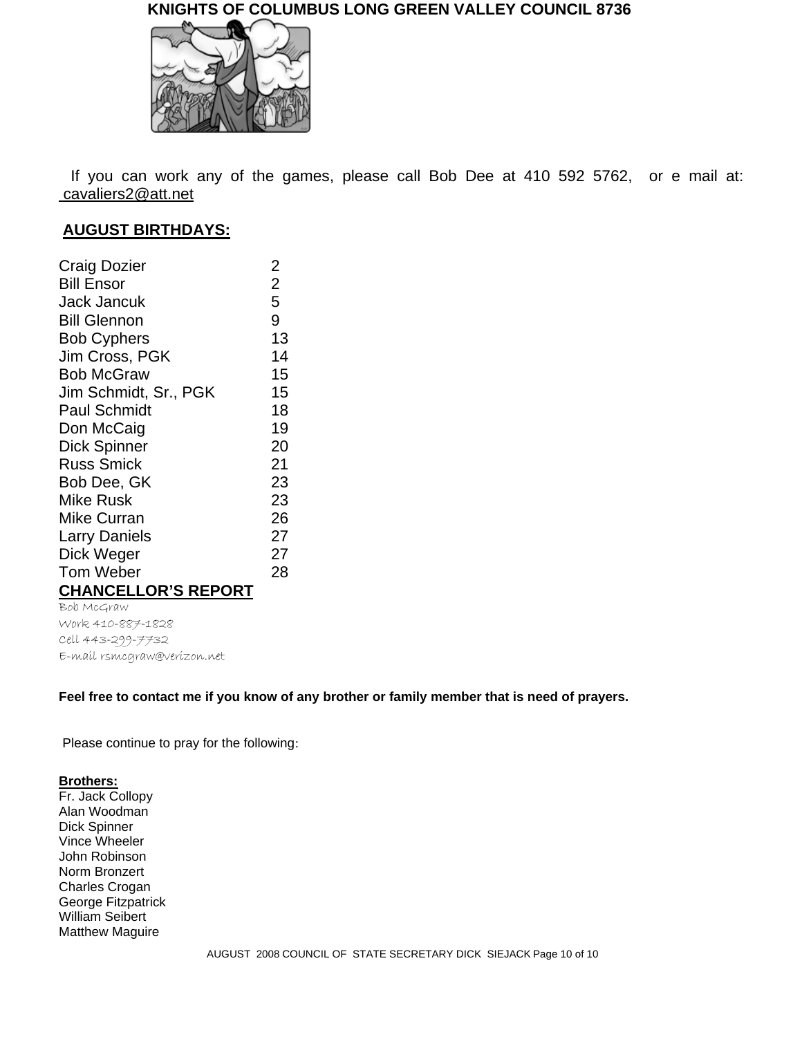**KNIGHTS OF COLUMBUS LONG GREEN VALLEY COUNCIL 8736**

If you can work any of the games, please call Bob Dee at 410 592 5762, or e mail at: cavaliers2@att.net

## AUGUST BIRTHDAYS:

| | |
|---|---|
| Craig Dozier | 2 |
| Bill Ensor | 2 |
| Jack Jancuk | 5 |
| Bill Glennon | 9 |
| Bob Cyphers | 13 |
| Jim Cross, PGK | 14 |
| Bob McGraw | 15 |
| Jim Schmidt, Sr., PGK | 15 |
| Paul Schmidt | 18 |
| Don McCaig | 19 |
| Dick Spinner | 20 |
| Russ Smick | 21 |
| Bob Dee, GK | 23 |
| Mike Rusk | 23 |
| Mike Curran | 26 |
| Larry Daniels | 27 |
| Dick Weger | 27 |
| Tom Weber | 28 |

## CHANCELLOR'S REPORT

Bob McGraw
Work 410-887-1828
Cell 443-299-7732
E-mail rsmcgraw@verizon.net

**Feel free to contact me if you know of any brother or family member that is need of prayers.**

Please continue to pray for the following:

**Brothers:**
Fr. Jack Collopy
Alan Woodman
Dick Spinner
Vince Wheeler
John Robinson
Norm Bronzert
Charles Crogan
George Fitzpatrick
William Seibert
Matthew Maguire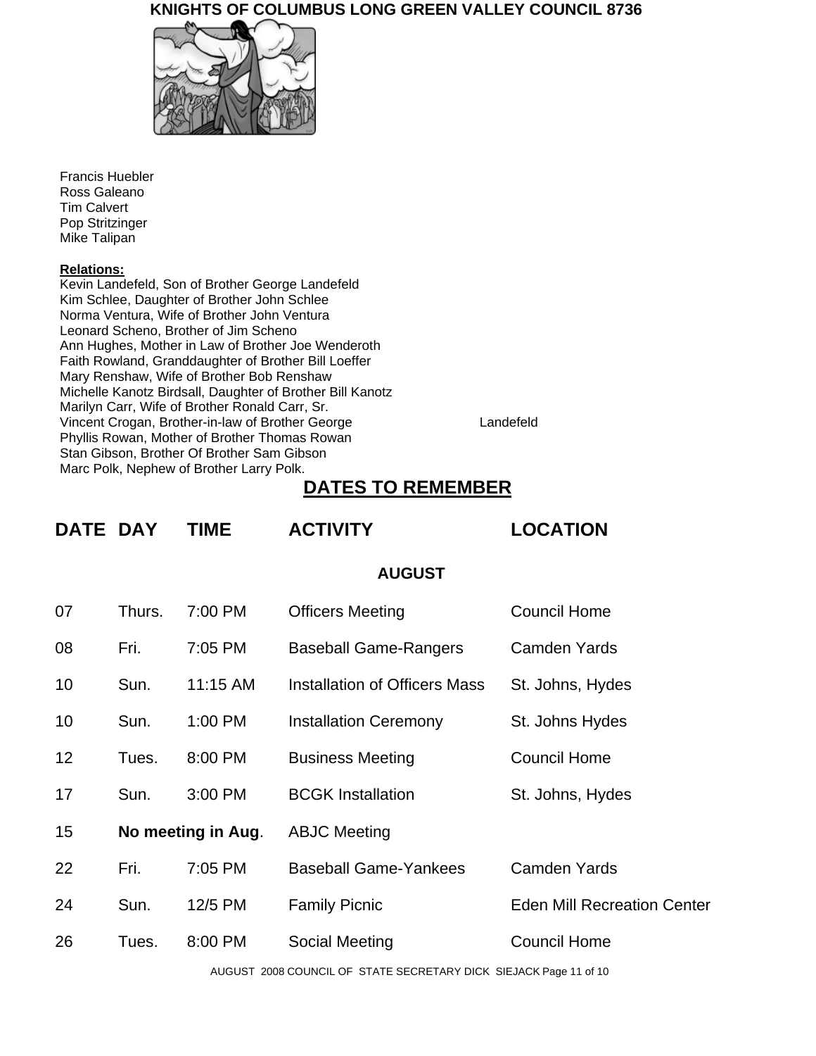**KNIGHTS OF COLUMBUS LONG GREEN VALLEY COUNCIL 8736**

Francis Huebler
Ross Galeano
Tim Calvert
Pop Stritzinger
Mike Talipan

**Relations:**

Kevin Landefeld, Son of Brother George Landefeld
Kim Schlee, Daughter of Brother John Schlee
Norma Ventura, Wife of Brother John Ventura
Leonard Scheno, Brother of Jim Scheno
Ann Hughes, Mother in Law of Brother Joe Wenderoth
Faith Rowland, Granddaughter of Brother Bill Loeffer
Mary Renshaw, Wife of Brother Bob Renshaw
Michelle Kanotz Birdsall, Daughter of Brother Bill Kanotz
Marilyn Carr, Wife of Brother Ronald Carr, Sr.
Vincent Crogan, Brother-in-law of Brother George Landefeld
Phyllis Rowan, Mother of Brother Thomas Rowan
Stan Gibson, Brother Of Brother Sam Gibson
Marc Polk, Nephew of Brother Larry Polk.

## DATES TO REMEMBER

| DATE | DAY | TIME | ACTIVITY | LOCATION |
|---|---|---|---|---|
| | | | **AUGUST** | |
| 07 | Thurs. | 7:00 PM | Officers Meeting | Council Home |
| 08 | Fri. | 7:05 PM | Baseball Game-Rangers | Camden Yards |
| 10 | Sun. | 11:15 AM | Installation of Officers Mass | St. Johns, Hydes |
| 10 | Sun. | 1:00 PM | Installation Ceremony | St. Johns Hydes |
| 12 | Tues. | 8:00 PM | Business Meeting | Council Home |
| 17 | Sun. | 3:00 PM | BCGK Installation | St. Johns, Hydes |
| 15 | **No meeting in Aug**. | | ABJC Meeting | |
| 22 | Fri. | 7:05 PM | Baseball Game-Yankees | Camden Yards |
| 24 | Sun. | 12/5 PM | Family Picnic | Eden Mill Recreation Center |
| 26 | Tues. | 8:00 PM | Social Meeting | Council Home |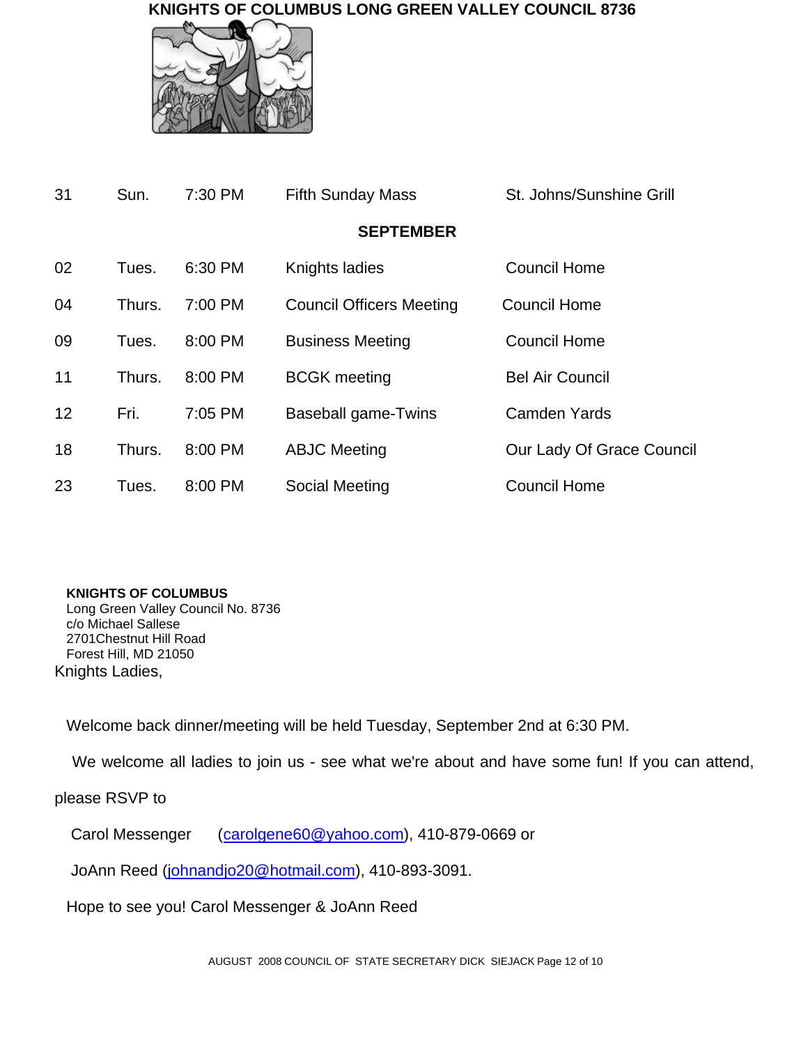# KNIGHTS OF COLUMBUS LONG GREEN VALLEY COUNCIL 8736

| | | | | |
|---|---|---|---|---|
| 31 | Sun. | 7:30 PM | Fifth Sunday Mass | St. Johns/Sunshine Grill |
| | | | **SEPTEMBER** | |
| 02 | Tues. | 6:30 PM | Knights ladies | Council Home |
| 04 | Thurs. | 7:00 PM | Council Officers Meeting | Council Home |
| 09 | Tues. | 8:00 PM | Business Meeting | Council Home |
| 11 | Thurs. | 8:00 PM | BCGK meeting | Bel Air Council |
| 12 | Fri. | 7:05 PM | Baseball game-Twins | Camden Yards |
| 18 | Thurs. | 8:00 PM | ABJC Meeting | Our Lady Of Grace Council |
| 23 | Tues. | 8:00 PM | Social Meeting | Council Home |

**KNIGHTS OF COLUMBUS**
Long Green Valley Council No. 8736
c/o Michael Sallese
2701Chestnut Hill Road
Forest Hill, MD 21050

Knights Ladies,

Welcome back dinner/meeting will be held Tuesday, September 2nd at 6:30 PM.

We welcome all ladies to join us - see what we're about and have some fun! If you can attend, please RSVP to

Carol Messenger (carolgene60@yahoo.com), 410-879-0669 or

JoAnn Reed (johnandjo20@hotmail.com), 410-893-3091.

Hope to see you! Carol Messenger & JoAnn Reed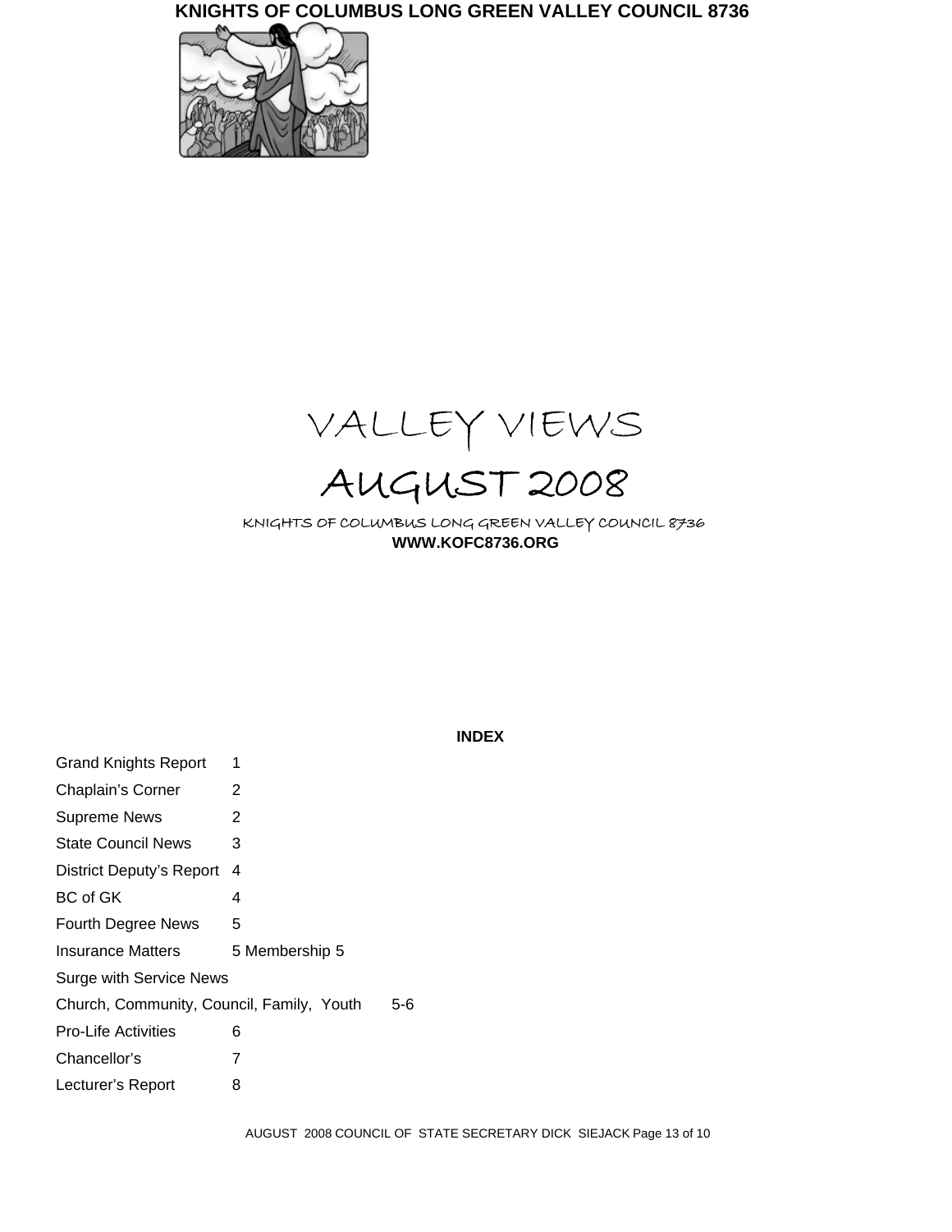# KNIGHTS OF COLUMBUS LONG GREEN VALLEY COUNCIL 8736

# VALLEY VIEWS

# AUGUST 2008

KNIGHTS OF COLUMBUS LONG GREEN VALLEY COUNCIL 8736

**WWW.KOFC8736.ORG**

**INDEX**

| | |
|---|---|
| Grand Knights Report | 1 |
| Chaplain's Corner | 2 |
| Supreme News | 2 |
| State Council News | 3 |
| District Deputy's Report | 4 |
| BC of GK | 4 |
| Fourth Degree News | 5 |
| Insurance Matters | 5 Membership 5 |
| Surge with Service News | |
| Church, Community, Council, Family, Youth | 5-6 |
| Pro-Life Activities | 6 |
| Chancellor's | 7 |
| Lecturer's Report | 8 |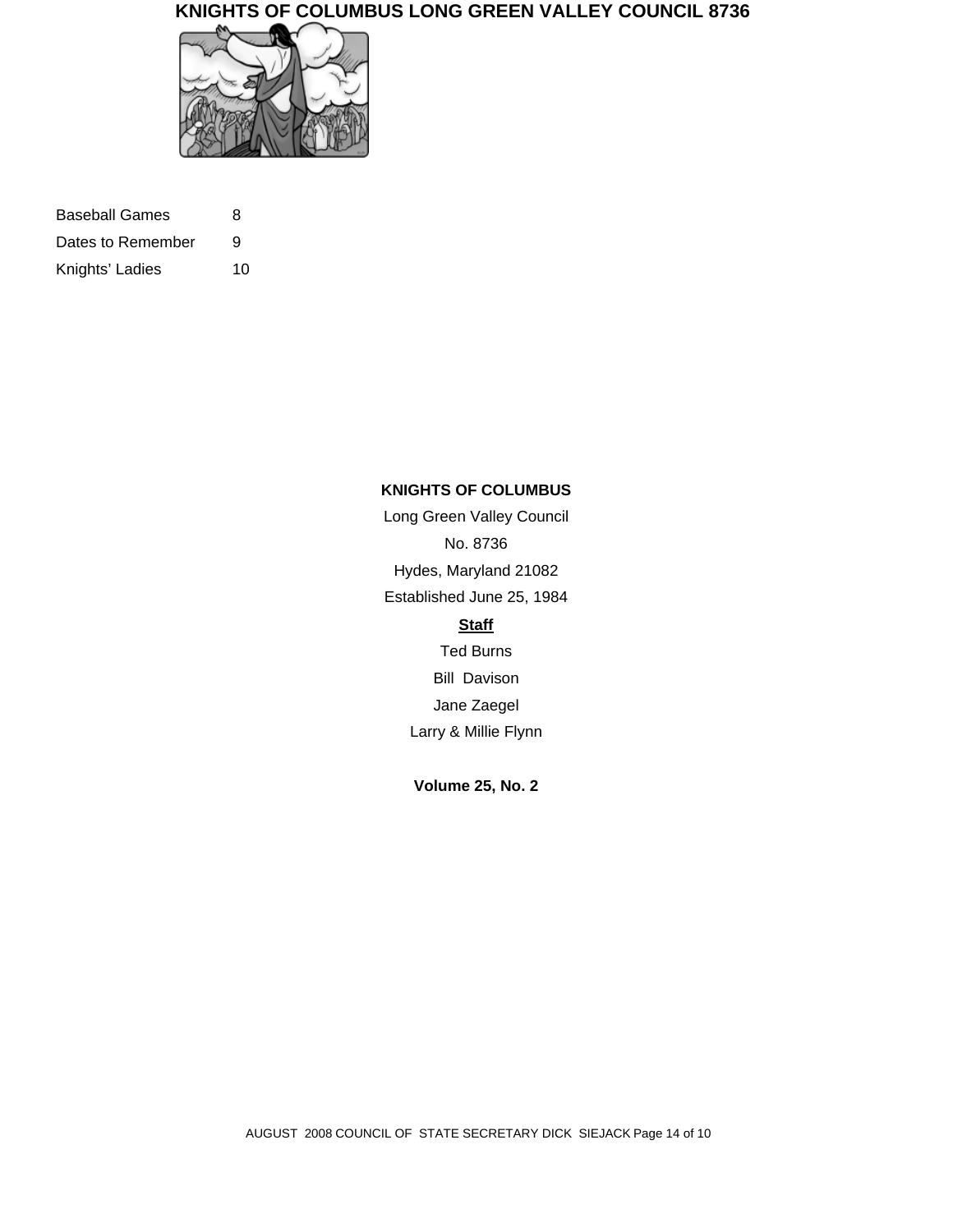# KNIGHTS OF COLUMBUS LONG GREEN VALLEY COUNCIL 8736

| | |
|---|---|
| Baseball Games | 8 |
| Dates to Remember | 9 |
| Knights' Ladies | 10 |

**KNIGHTS OF COLUMBUS**

Long Green Valley Council

No. 8736

Hydes, Maryland 21082

Established June 25, 1984

**Staff**

Ted Burns

Bill Davison

Jane Zaegel

Larry & Millie Flynn

**Volume 25, No. 2**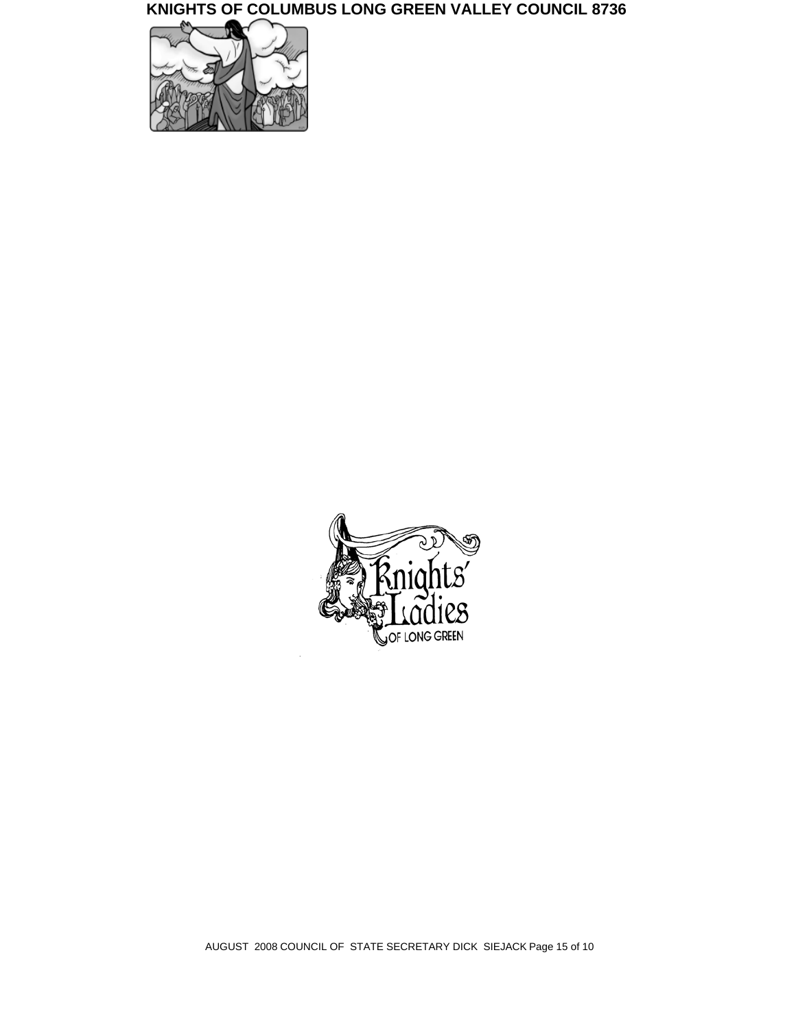**KNIGHTS OF COLUMBUS LONG GREEN VALLEY COUNCIL 8736**